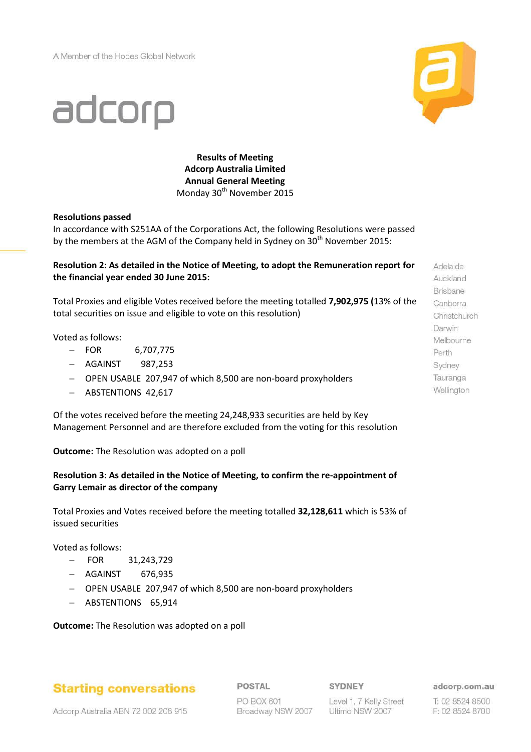A Member of the Hodes Global Network

adcorp

**Results of Meeting**
**Adcorp Australia Limited**
**Annual General Meeting**
Monday 30th November 2015

**Resolutions passed**

In accordance with S251AA of the Corporations Act, the following Resolutions were passed by the members at the AGM of the Company held in Sydney on 30th November 2015:

**Resolution 2: As detailed in the Notice of Meeting, to adopt the Remuneration report for the financial year ended 30 June 2015:**

Total Proxies and eligible Votes received before the meeting totalled **7,902,975 (**13% of the total securities on issue and eligible to vote on this resolution)

Voted as follows:

- FOR 6,707,775
- AGAINST 987,253
- OPEN USABLE 207,947 of which 8,500 are non-board proxyholders
- ABSTENTIONS 42,617

Of the votes received before the meeting 24,248,933 securities are held by Key Management Personnel and are therefore excluded from the voting for this resolution

**Outcome:** The Resolution was adopted on a poll

**Resolution 3: As detailed in the Notice of Meeting, to confirm the re-appointment of Garry Lemair as director of the company**

Total Proxies and Votes received before the meeting totalled **32,128,611** which is 53% of issued securities

Voted as follows:

- FOR 31,243,729
- AGAINST 676,935
- OPEN USABLE 207,947 of which 8,500 are non-board proxyholders
- ABSTENTIONS 65,914

**Outcome:** The Resolution was adopted on a poll

Adelaide
Auckland
Brisbane
Canberra
Christchurch
Darwin
Melbourne
Perth
Sydney
Tauranga
Wellington

**Starting conversations**

Adcorp Australia ABN 72 002 208 915

**POSTAL**
PO BOX 601
Broadway NSW 2007

**SYDNEY**
Level 1, 7 Kelly Street
Ultimo NSW 2007

**adcorp.com.au**
T: 02 8524 8500
F: 02 8524 8700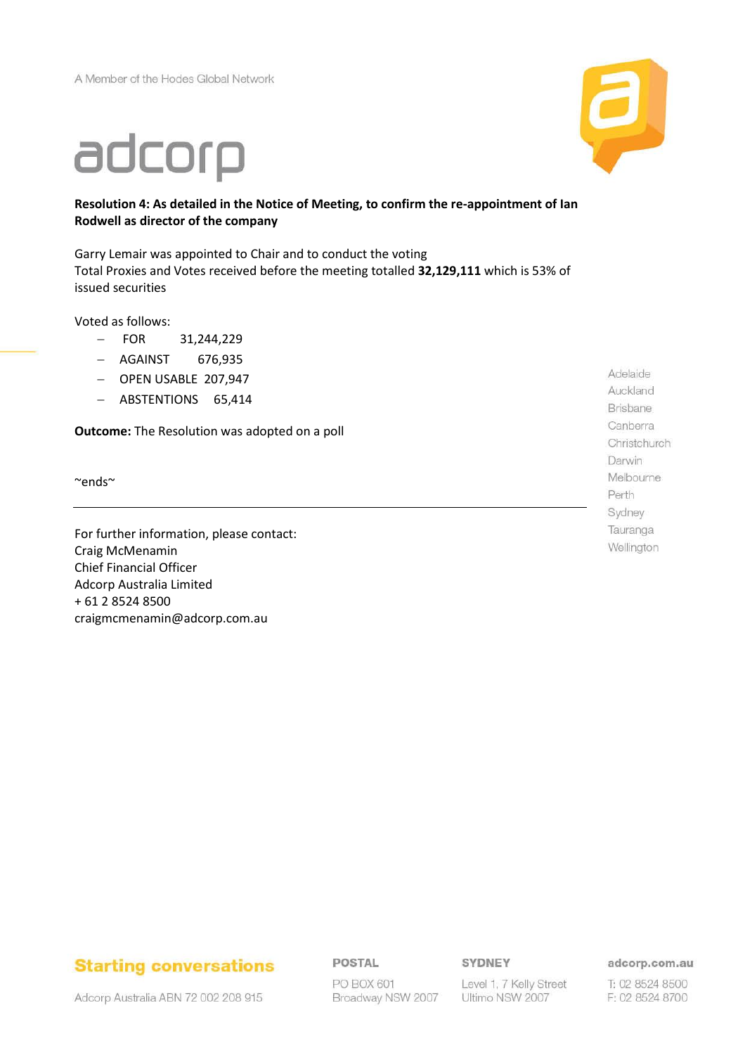**Resolution 4: As detailed in the Notice of Meeting, to confirm the re-appointment of Ian Rodwell as director of the company**

Garry Lemair was appointed to Chair and to conduct the voting
Total Proxies and Votes received before the meeting totalled **32,129,111** which is 53% of issued securities

Voted as follows:

- FOR 31,244,229
- AGAINST 676,935
- OPEN USABLE 207,947
- ABSTENTIONS 65,414

**Outcome:** The Resolution was adopted on a poll

~ends~

---

For further information, please contact:
Craig McMenamin
Chief Financial Officer
Adcorp Australia Limited
+ 61 2 8524 8500
craigmcmenamin@adcorp.com.au